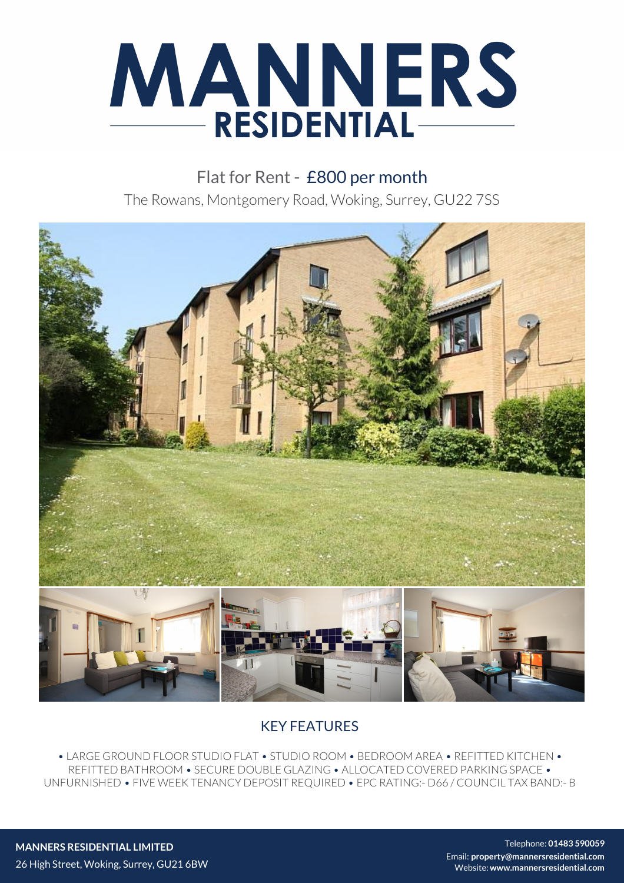# MANNERS RESIDENTIAL

Flat for Rent - £800 per month

The Rowans, Montgomery Road, Woking, Surrey, GU22 7SS

## KEY FEATURES

• LARGE GROUND FLOOR STUDIO FLAT • STUDIO ROOM • BEDROOM AREA • REFITTED KITCHEN • REFITTED BATHROOM • SECURE DOUBLE GLAZING • ALLOCATED COVERED PARKING SPACE • UNFURNISHED • FIVE WEEK TENANCY DEPOSIT REQUIRED • EPC RATING:- D66 / COUNCIL TAX BAND:- B

**MANNERS RESIDENTIAL LIMITED**

26 High Street, Woking, Surrey, GU21 6BW

Telephone: **01483 590059**

Email: **property@mannersresidential.com**

Website: **www.mannersresidential.com**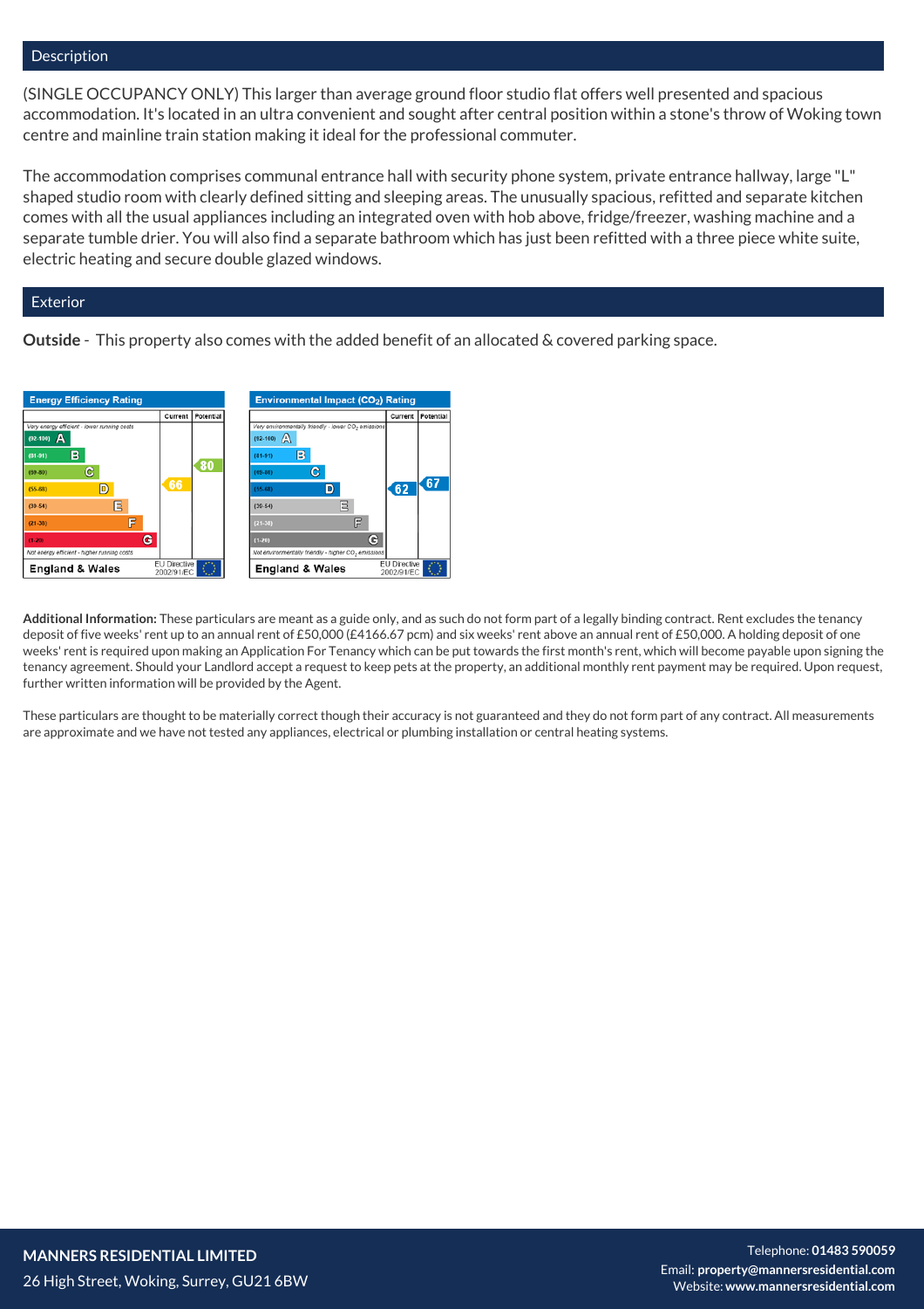## Description

(SINGLE OCCUPANCY ONLY) This larger than average ground floor studio flat offers well presented and spacious accommodation. It's located in an ultra convenient and sought after central position within a stone's throw of Woking town centre and mainline train station making it ideal for the professional commuter.

The accommodation comprises communal entrance hall with security phone system, private entrance hallway, large "L" shaped studio room with clearly defined sitting and sleeping areas. The unusually spacious, refitted and separate kitchen comes with all the usual appliances including an integrated oven with hob above, fridge/freezer, washing machine and a separate tumble drier. You will also find a separate bathroom which has just been refitted with a three piece white suite, electric heating and secure double glazed windows.

## Exterior

**Outside** - This property also comes with the added benefit of an allocated & covered parking space.

Energy Efficiency Rating

Current | Potential

Very energy efficient - lower running costs

(92-100) A

(81-91) B

(69-80) C

(55-68) D

(39-54) E

(21-38) F

(1-20) G

Not energy efficient - higher running costs

66

80

England & Wales

EU Directive 2002/91/EC

Environmental Impact ($CO_2$) Rating

Current | Potential

Very environmentally friendly - lower $CO_2$ emissions

(92-100) A

(81-91) B

(69-80) C

(55-68) D

(39-54) E

(21-38) F

(1-20) G

Not environmentally friendly - higher $CO_2$ emissions

62

67

England & Wales

EU Directive 2002/91/EC

**Additional Information:** These particulars are meant as a guide only, and as such do not form part of a legally binding contract. Rent excludes the tenancy deposit of five weeks' rent up to an annual rent of £50,000 (£4166.67 pcm) and six weeks' rent above an annual rent of £50,000. A holding deposit of one weeks' rent is required upon making an Application For Tenancy which can be put towards the first month's rent, which will become payable upon signing the tenancy agreement. Should your Landlord accept a request to keep pets at the property, an additional monthly rent payment may be required. Upon request, further written information will be provided by the Agent.

These particulars are thought to be materially correct though their accuracy is not guaranteed and they do not form part of any contract. All measurements are approximate and we have not tested any appliances, electrical or plumbing installation or central heating systems.

**MANNERS RESIDENTIAL LIMITED**

26 High Street, Woking, Surrey, GU21 6BW

Telephone: **01483 590059**

Email: **property@mannersresidential.com**

Website: **www.mannersresidential.com**